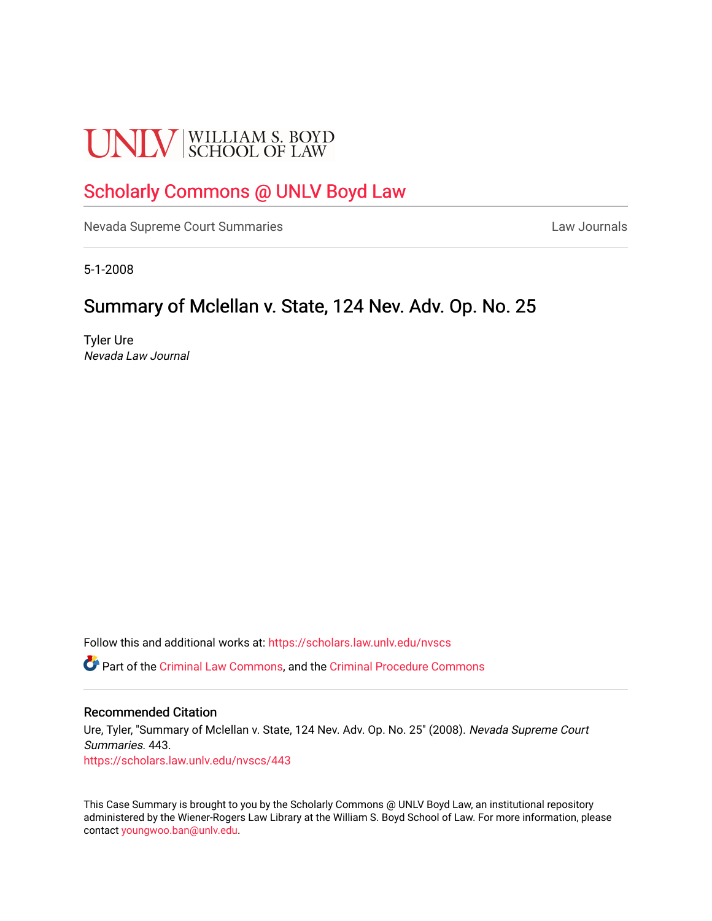UNLV | WILLIAM S. BOYD SCHOOL OF LAW

## Scholarly Commons @ UNLV Boyd Law

Nevada Supreme Court Summaries | Law Journals

5-1-2008

# Summary of Mclellan v. State, 124 Nev. Adv. Op. No. 25

Tyler Ure
*Nevada Law Journal*

Follow this and additional works at: https://scholars.law.unlv.edu/nvscs

Part of the Criminal Law Commons, and the Criminal Procedure Commons

### Recommended Citation

Ure, Tyler, "Summary of Mclellan v. State, 124 Nev. Adv. Op. No. 25" (2008). *Nevada Supreme Court Summaries*. 443.
https://scholars.law.unlv.edu/nvscs/443

This Case Summary is brought to you by the Scholarly Commons @ UNLV Boyd Law, an institutional repository administered by the Wiener-Rogers Law Library at the William S. Boyd School of Law. For more information, please contact youngwoo.ban@unlv.edu.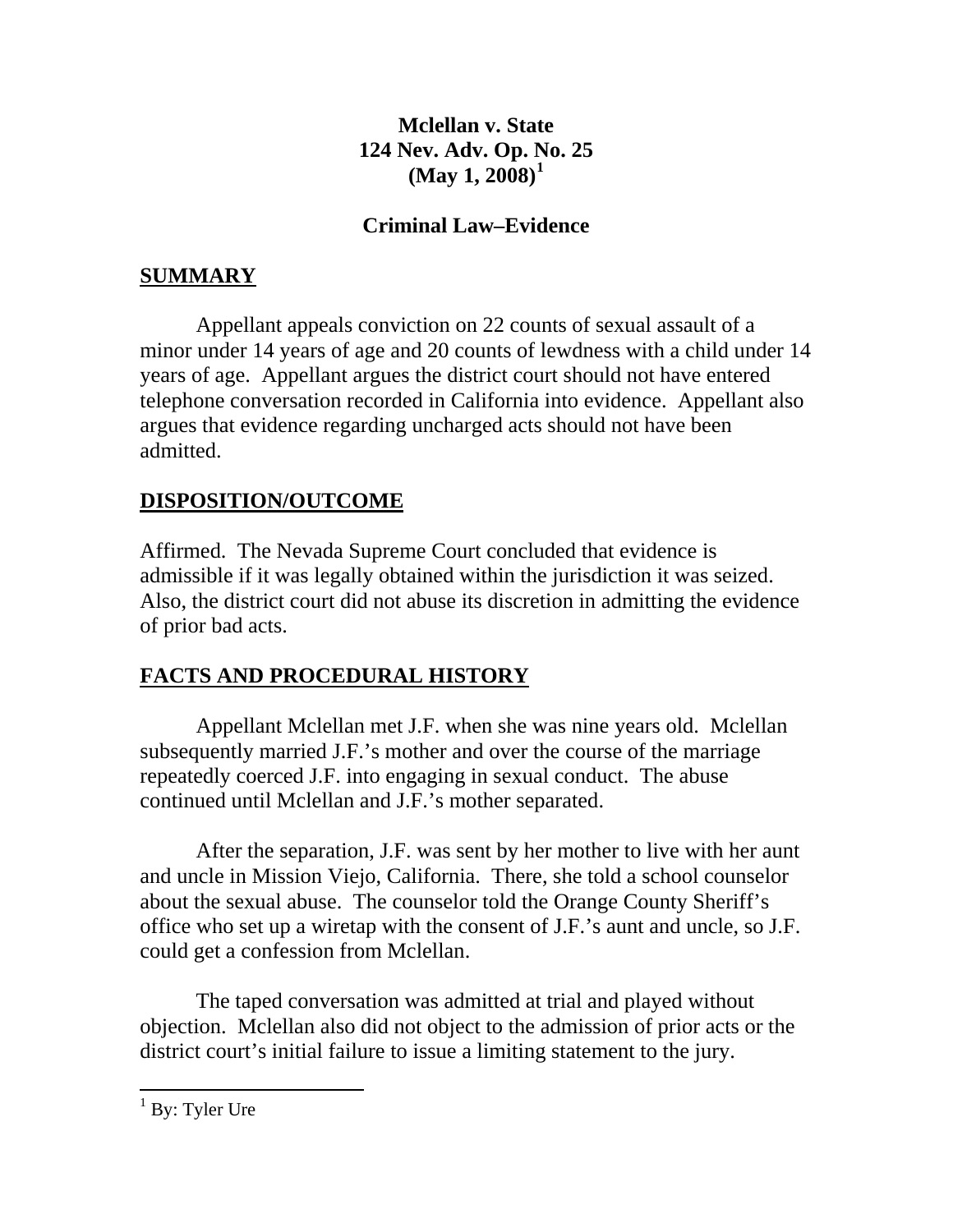**Mclellan v. State**
**124 Nev. Adv. Op. No. 25**
**(May 1, 2008)**[1]

**Criminal Law–Evidence**

## SUMMARY

Appellant appeals conviction on 22 counts of sexual assault of a minor under 14 years of age and 20 counts of lewdness with a child under 14 years of age. Appellant argues the district court should not have entered telephone conversation recorded in California into evidence. Appellant also argues that evidence regarding uncharged acts should not have been admitted.

## DISPOSITION/OUTCOME

Affirmed. The Nevada Supreme Court concluded that evidence is admissible if it was legally obtained within the jurisdiction it was seized. Also, the district court did not abuse its discretion in admitting the evidence of prior bad acts.

## FACTS AND PROCEDURAL HISTORY

Appellant Mclellan met J.F. when she was nine years old. Mclellan subsequently married J.F.'s mother and over the course of the marriage repeatedly coerced J.F. into engaging in sexual conduct. The abuse continued until Mclellan and J.F.'s mother separated.

After the separation, J.F. was sent by her mother to live with her aunt and uncle in Mission Viejo, California. There, she told a school counselor about the sexual abuse. The counselor told the Orange County Sheriff's office who set up a wiretap with the consent of J.F.'s aunt and uncle, so J.F. could get a confession from Mclellan.

The taped conversation was admitted at trial and played without objection. Mclellan also did not object to the admission of prior acts or the district court's initial failure to issue a limiting statement to the jury.

---

[1] By: Tyler Ure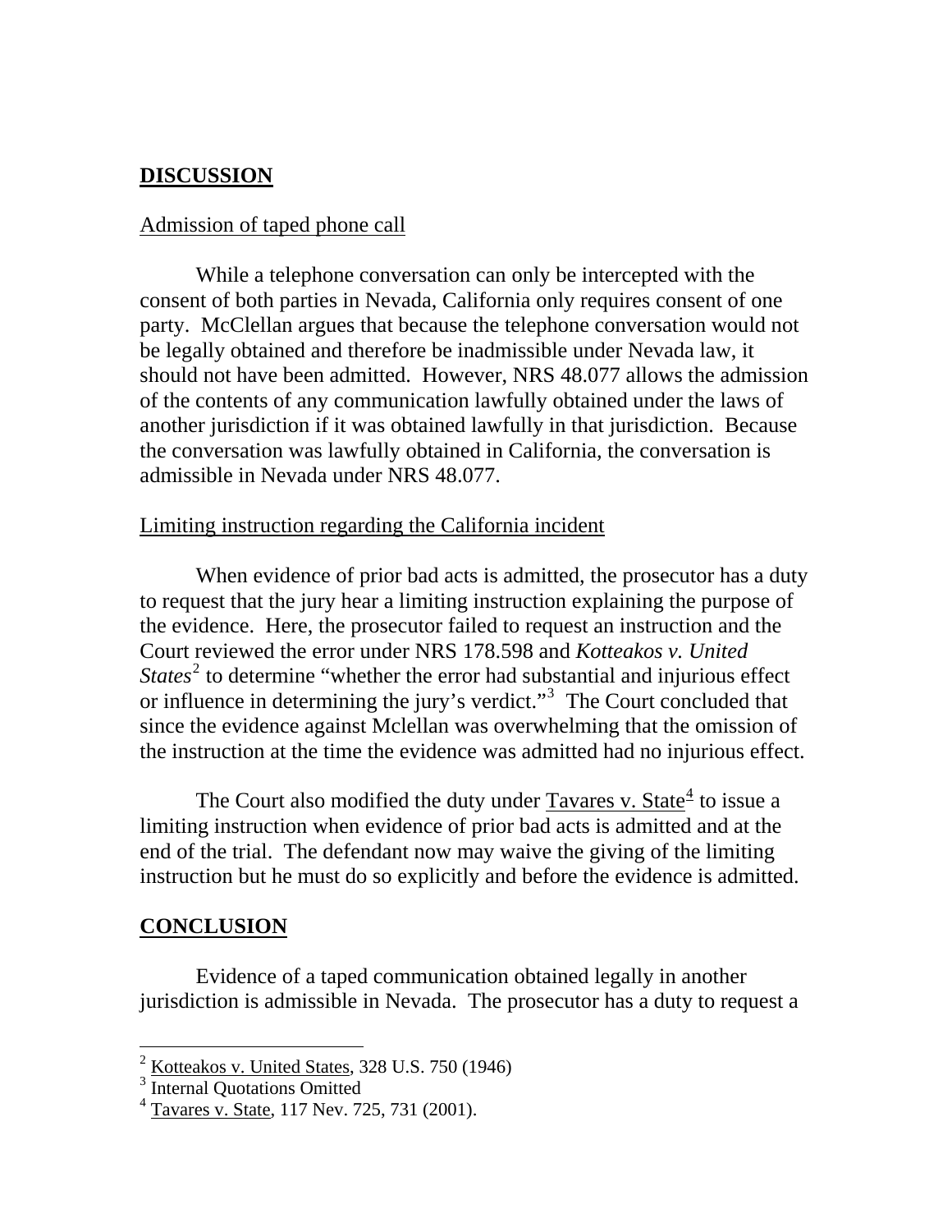## **DISCUSSION**

Admission of taped phone call

While a telephone conversation can only be intercepted with the consent of both parties in Nevada, California only requires consent of one party. McClellan argues that because the telephone conversation would not be legally obtained and therefore be inadmissible under Nevada law, it should not have been admitted. However, NRS 48.077 allows the admission of the contents of any communication lawfully obtained under the laws of another jurisdiction if it was obtained lawfully in that jurisdiction. Because the conversation was lawfully obtained in California, the conversation is admissible in Nevada under NRS 48.077.

Limiting instruction regarding the California incident

When evidence of prior bad acts is admitted, the prosecutor has a duty to request that the jury hear a limiting instruction explaining the purpose of the evidence. Here, the prosecutor failed to request an instruction and the Court reviewed the error under NRS 178.598 and *Kotteakos v. United States*[2] to determine "whether the error had substantial and injurious effect or influence in determining the jury's verdict."[3] The Court concluded that since the evidence against Mclellan was overwhelming that the omission of the instruction at the time the evidence was admitted had no injurious effect.

The Court also modified the duty under Tavares v. State[4] to issue a limiting instruction when evidence of prior bad acts is admitted and at the end of the trial. The defendant now may waive the giving of the limiting instruction but he must do so explicitly and before the evidence is admitted.

## **CONCLUSION**

Evidence of a taped communication obtained legally in another jurisdiction is admissible in Nevada. The prosecutor has a duty to request a

---

[2] Kotteakos v. United States, 328 U.S. 750 (1946)

[3] Internal Quotations Omitted

[4] Tavares v. State, 117 Nev. 725, 731 (2001).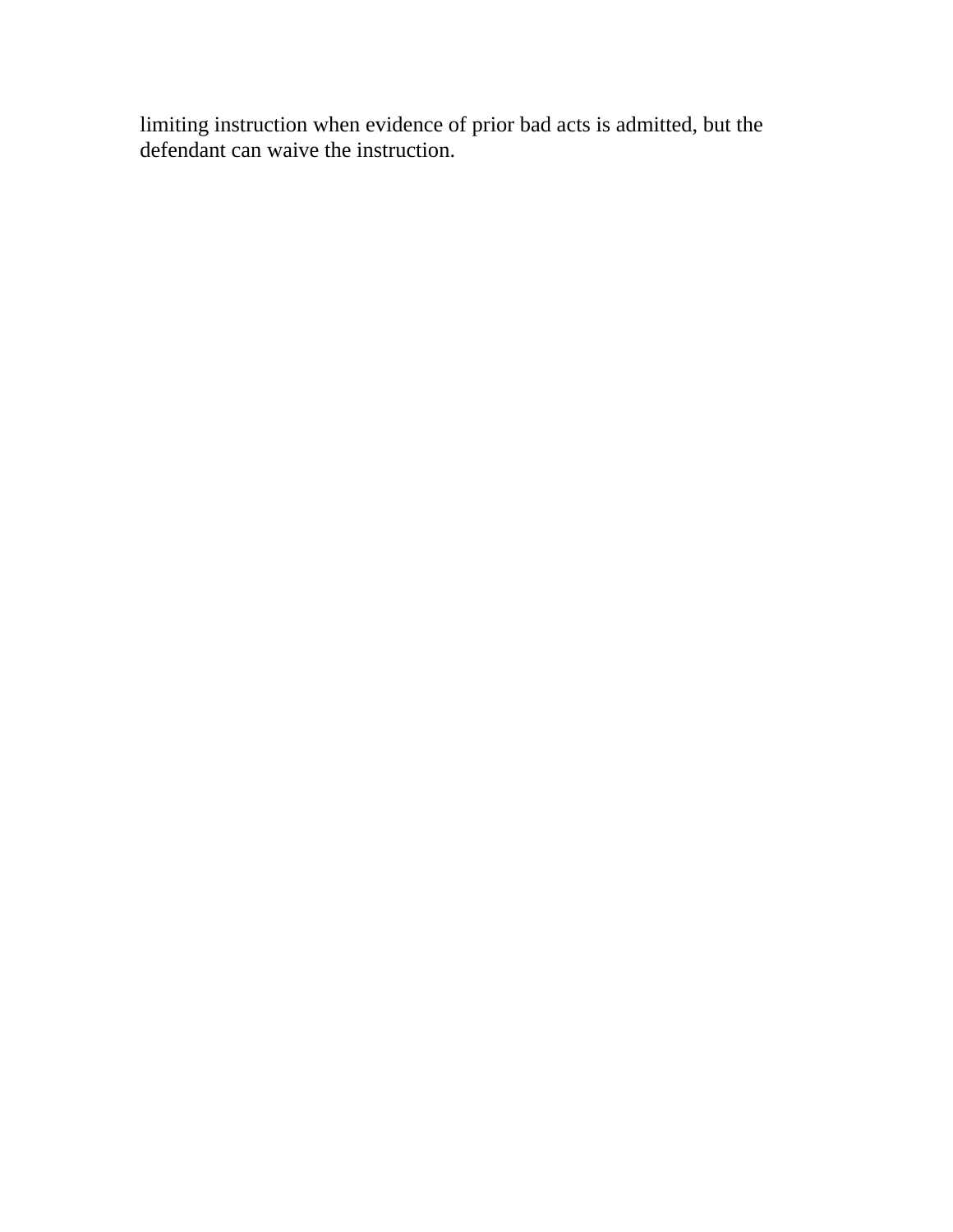limiting instruction when evidence of prior bad acts is admitted, but the defendant can waive the instruction.